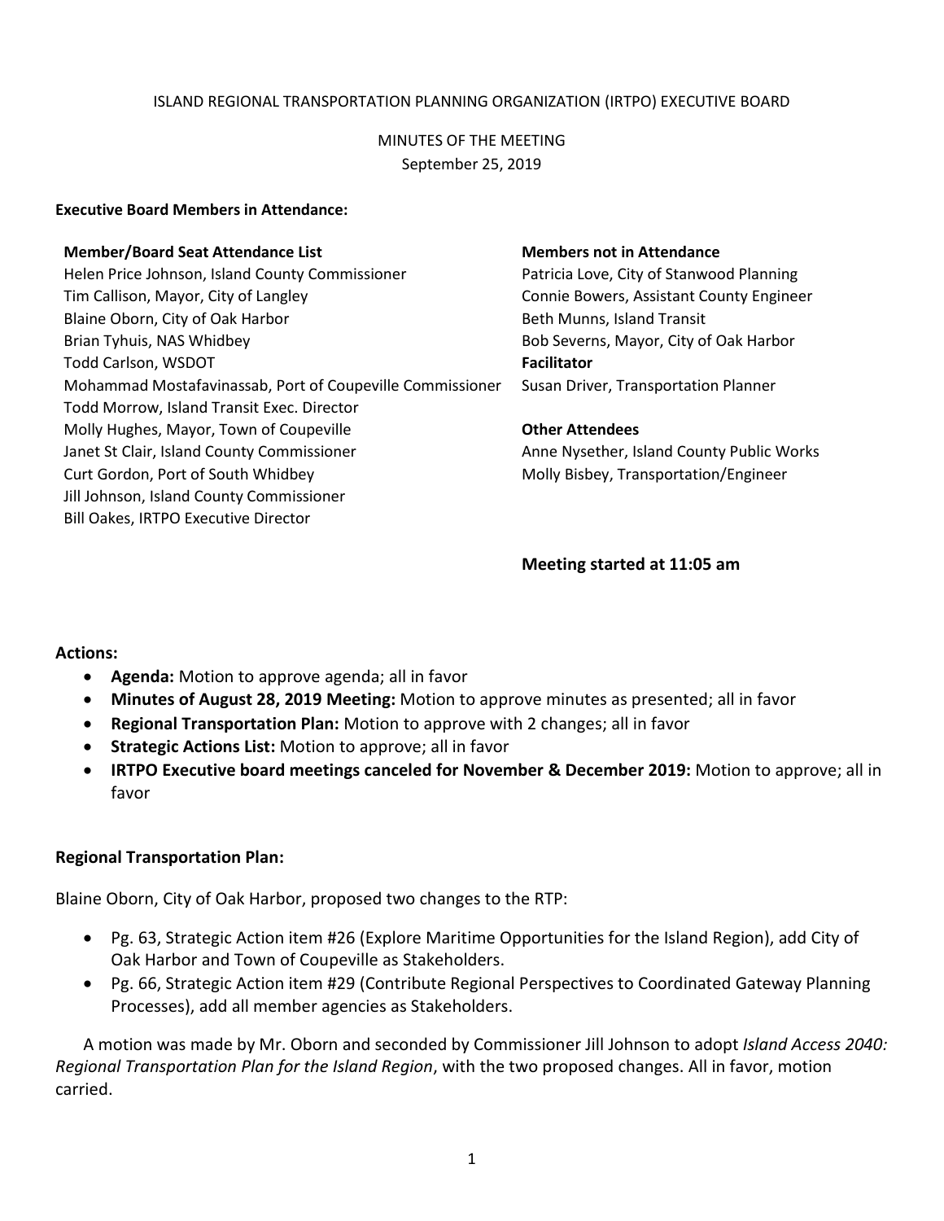ISLAND REGIONAL TRANSPORTATION PLANNING ORGANIZATION (IRTPO) EXECUTIVE BOARD

MINUTES OF THE MEETING
September 25, 2019

**Executive Board Members in Attendance:**

**Member/Board Seat Attendance List**
Helen Price Johnson, Island County Commissioner
Tim Callison, Mayor, City of Langley
Blaine Oborn, City of Oak Harbor
Brian Tyhuis, NAS Whidbey
Todd Carlson, WSDOT
Mohammad Mostafavinassab, Port of Coupeville Commissioner
Todd Morrow, Island Transit Exec. Director
Molly Hughes, Mayor, Town of Coupeville
Janet St Clair, Island County Commissioner
Curt Gordon, Port of South Whidbey
Jill Johnson, Island County Commissioner
Bill Oakes, IRTPO Executive Director

**Members not in Attendance**
Patricia Love, City of Stanwood Planning
Connie Bowers, Assistant County Engineer
Beth Munns, Island Transit
Bob Severns, Mayor, City of Oak Harbor

**Facilitator**
Susan Driver, Transportation Planner

**Other Attendees**
Anne Nysether, Island County Public Works
Molly Bisbey, Transportation/Engineer

**Meeting started at 11:05 am**

**Actions:**

- **Agenda:** Motion to approve agenda; all in favor
- **Minutes of August 28, 2019 Meeting:** Motion to approve minutes as presented; all in favor
- **Regional Transportation Plan:** Motion to approve with 2 changes; all in favor
- **Strategic Actions List:** Motion to approve; all in favor
- **IRTPO Executive board meetings canceled for November & December 2019:** Motion to approve; all in favor

**Regional Transportation Plan:**

Blaine Oborn, City of Oak Harbor, proposed two changes to the RTP:

- Pg. 63, Strategic Action item #26 (Explore Maritime Opportunities for the Island Region), add City of Oak Harbor and Town of Coupeville as Stakeholders.
- Pg. 66, Strategic Action item #29 (Contribute Regional Perspectives to Coordinated Gateway Planning Processes), add all member agencies as Stakeholders.

A motion was made by Mr. Oborn and seconded by Commissioner Jill Johnson to adopt *Island Access 2040: Regional Transportation Plan for the Island Region*, with the two proposed changes. All in favor, motion carried.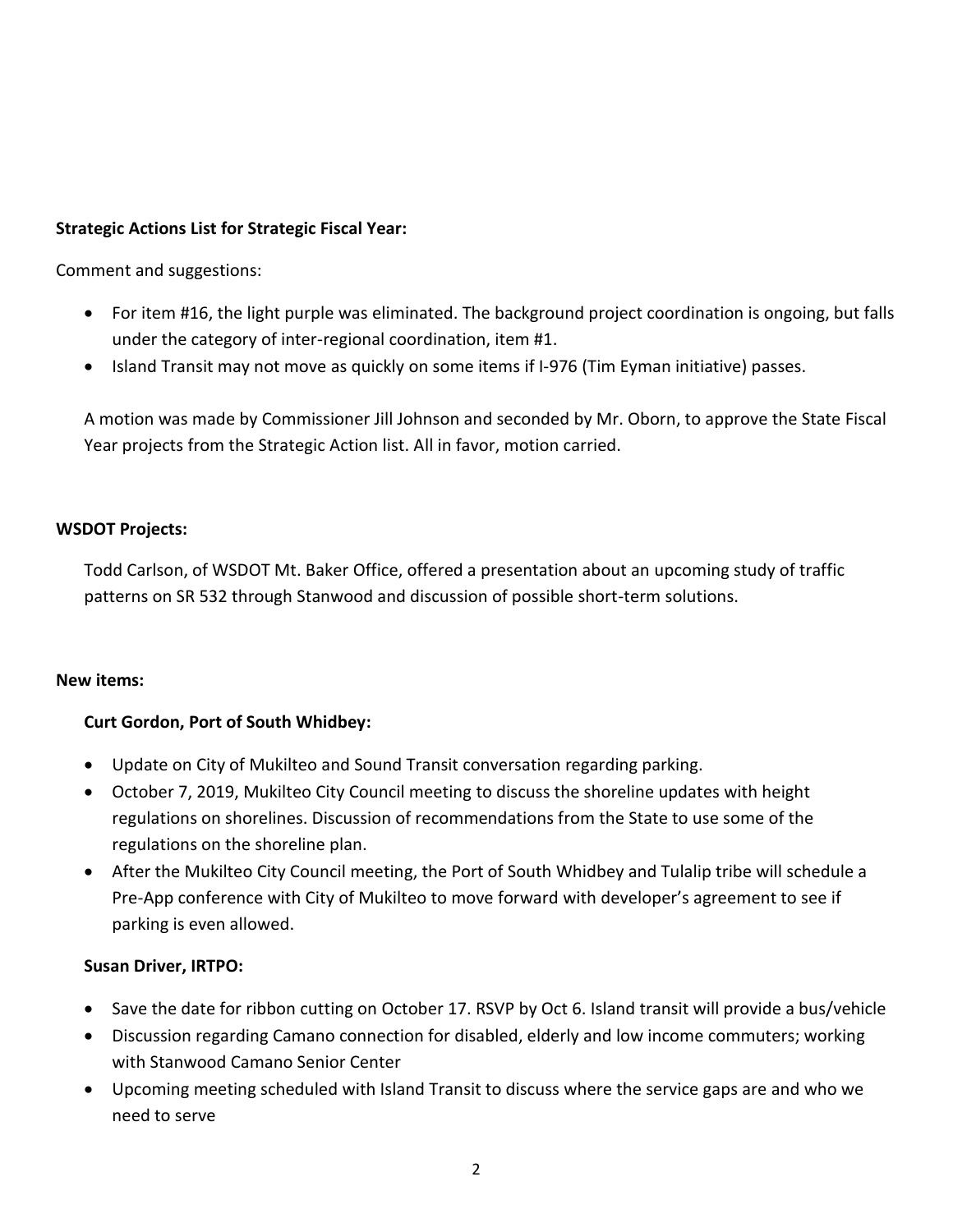**Strategic Actions List for Strategic Fiscal Year:**

Comment and suggestions:

- For item #16, the light purple was eliminated. The background project coordination is ongoing, but falls under the category of inter-regional coordination, item #1.
- Island Transit may not move as quickly on some items if I-976 (Tim Eyman initiative) passes.

A motion was made by Commissioner Jill Johnson and seconded by Mr. Oborn, to approve the State Fiscal Year projects from the Strategic Action list. All in favor, motion carried.

**WSDOT Projects:**

Todd Carlson, of WSDOT Mt. Baker Office, offered a presentation about an upcoming study of traffic patterns on SR 532 through Stanwood and discussion of possible short-term solutions.

**New items:**

**Curt Gordon, Port of South Whidbey:**

- Update on City of Mukilteo and Sound Transit conversation regarding parking.
- October 7, 2019, Mukilteo City Council meeting to discuss the shoreline updates with height regulations on shorelines. Discussion of recommendations from the State to use some of the regulations on the shoreline plan.
- After the Mukilteo City Council meeting, the Port of South Whidbey and Tulalip tribe will schedule a Pre-App conference with City of Mukilteo to move forward with developer's agreement to see if parking is even allowed.

**Susan Driver, IRTPO:**

- Save the date for ribbon cutting on October 17. RSVP by Oct 6. Island transit will provide a bus/vehicle
- Discussion regarding Camano connection for disabled, elderly and low income commuters; working with Stanwood Camano Senior Center
- Upcoming meeting scheduled with Island Transit to discuss where the service gaps are and who we need to serve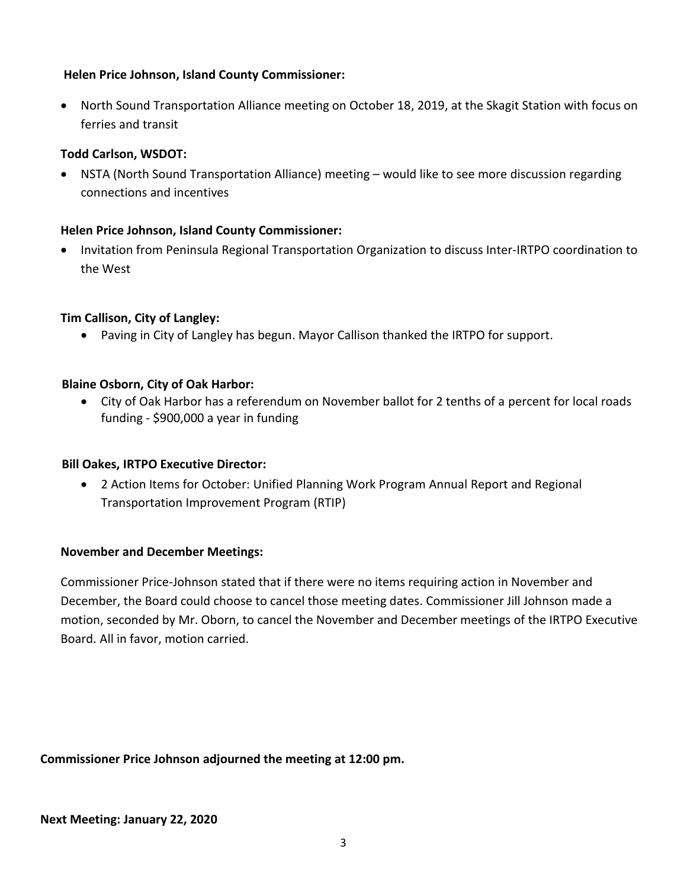**Helen Price Johnson, Island County Commissioner:**

- North Sound Transportation Alliance meeting on October 18, 2019, at the Skagit Station with focus on ferries and transit

**Todd Carlson, WSDOT:**

- NSTA (North Sound Transportation Alliance) meeting – would like to see more discussion regarding connections and incentives

**Helen Price Johnson, Island County Commissioner:**

- Invitation from Peninsula Regional Transportation Organization to discuss Inter-IRTPO coordination to the West

**Tim Callison, City of Langley:**

- Paving in City of Langley has begun. Mayor Callison thanked the IRTPO for support.

**Blaine Osborn, City of Oak Harbor:**

- City of Oak Harbor has a referendum on November ballot for 2 tenths of a percent for local roads funding - $900,000 a year in funding

**Bill Oakes, IRTPO Executive Director:**

- 2 Action Items for October: Unified Planning Work Program Annual Report and Regional Transportation Improvement Program (RTIP)

**November and December Meetings:**

Commissioner Price-Johnson stated that if there were no items requiring action in November and December, the Board could choose to cancel those meeting dates. Commissioner Jill Johnson made a motion, seconded by Mr. Oborn, to cancel the November and December meetings of the IRTPO Executive Board. All in favor, motion carried.

**Commissioner Price Johnson adjourned the meeting at 12:00 pm.**

**Next Meeting: January 22, 2020**